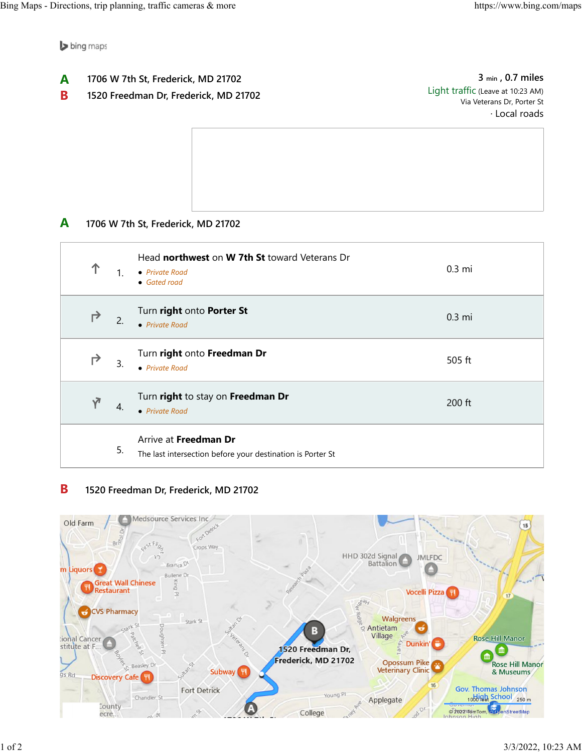bing maps

**A** 1706 W 7th St, Frederick, MD 21702

**B** 1520 Freedman Dr, Frederick, MD 21702

3 min , 0.7 miles

Light traffic (Leave at 10:23 AM)

Via Veterans Dr, Porter St

· Local roads

**A** 1706 W 7th St, Frederick, MD 21702

| | Step | Directions | Distance |
|---|---|---|---|
| ↑ | 1. | Head **northwest** on **W 7th St** toward Veterans Dr<br>• *Private Road*<br>• *Gated road* | 0.3 mi |
| ↱ | 2. | Turn **right** onto **Porter St**<br>• *Private Road* | 0.3 mi |
| ↱ | 3. | Turn **right** onto **Freedman Dr**<br>• *Private Road* | 505 ft |
| | 4. | Turn **right** to stay on **Freedman Dr**<br>• *Private Road* | 200 ft |
| | 5. | Arrive at **Freedman Dr**<br>The last intersection before your destination is Porter St | |

**B** 1520 Freedman Dr, Frederick, MD 21702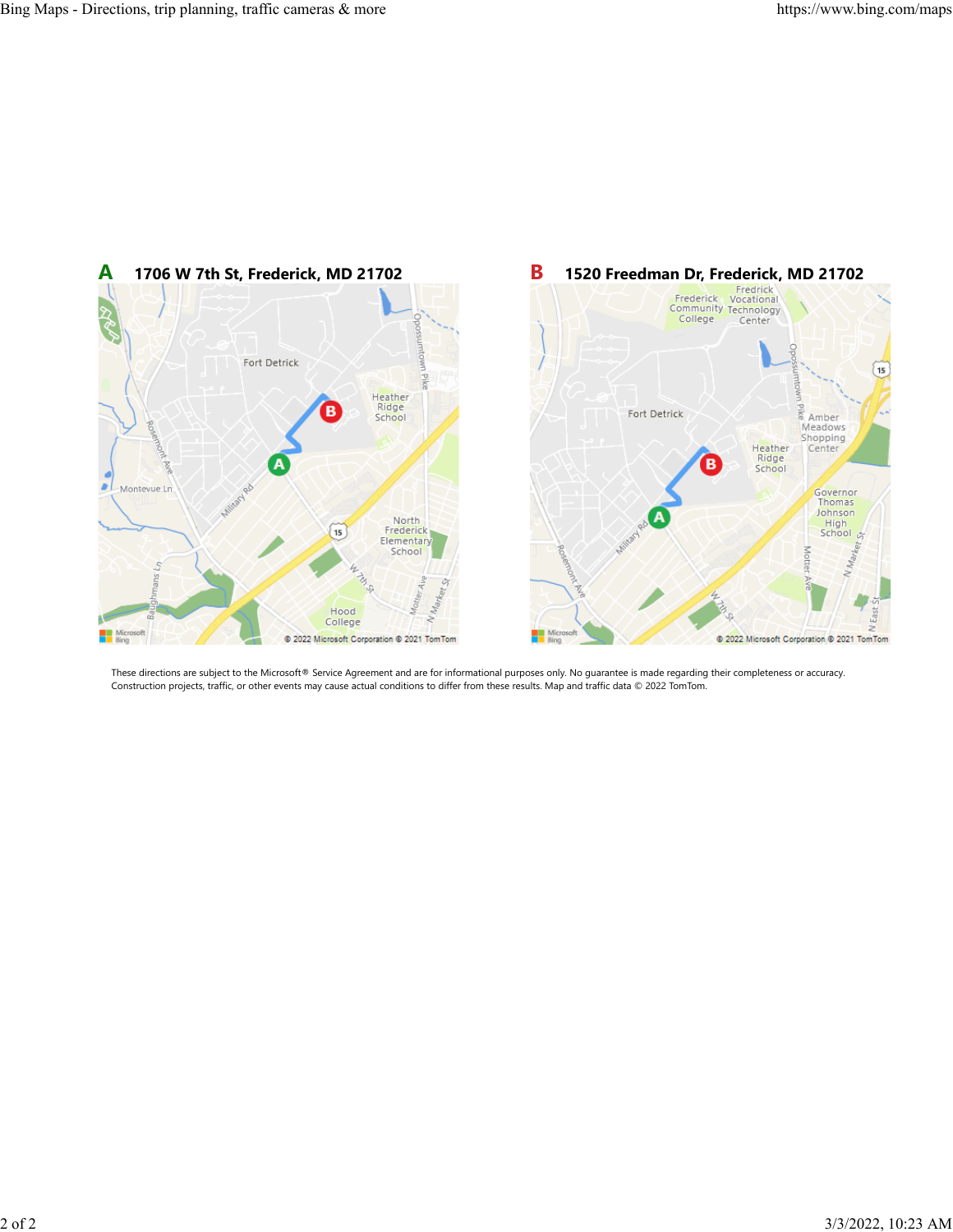**A** 1706 W 7th St, Frederick, MD 21702

**B** 1520 Freedman Dr, Frederick, MD 21702

These directions are subject to the Microsoft® Service Agreement and are for informational purposes only. No guarantee is made regarding their completeness or accuracy. Construction projects, traffic, or other events may cause actual conditions to differ from these results. Map and traffic data © 2022 TomTom.